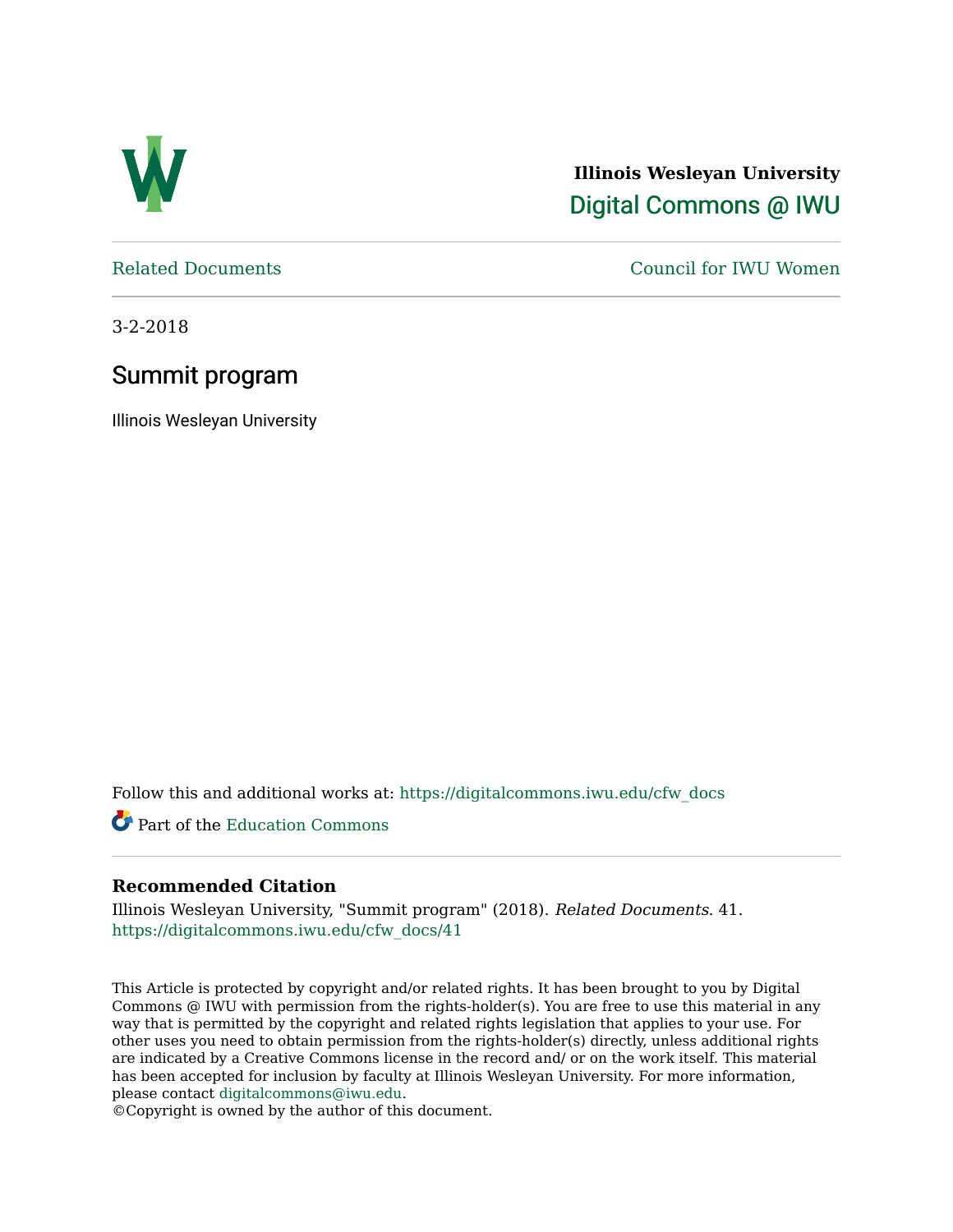**Illinois Wesleyan University**

Digital Commons @ IWU

Related Documents | Council for IWU Women

3-2-2018

# Summit program

Illinois Wesleyan University

Follow this and additional works at: https://digitalcommons.iwu.edu/cfw_docs

Part of the Education Commons

## Recommended Citation

Illinois Wesleyan University, "Summit program" (2018). *Related Documents*. 41.
https://digitalcommons.iwu.edu/cfw_docs/41

This Article is protected by copyright and/or related rights. It has been brought to you by Digital Commons @ IWU with permission from the rights-holder(s). You are free to use this material in any way that is permitted by the copyright and related rights legislation that applies to your use. For other uses you need to obtain permission from the rights-holder(s) directly, unless additional rights are indicated by a Creative Commons license in the record and/ or on the work itself. This material has been accepted for inclusion by faculty at Illinois Wesleyan University. For more information, please contact digitalcommons@iwu.edu.
©Copyright is owned by the author of this document.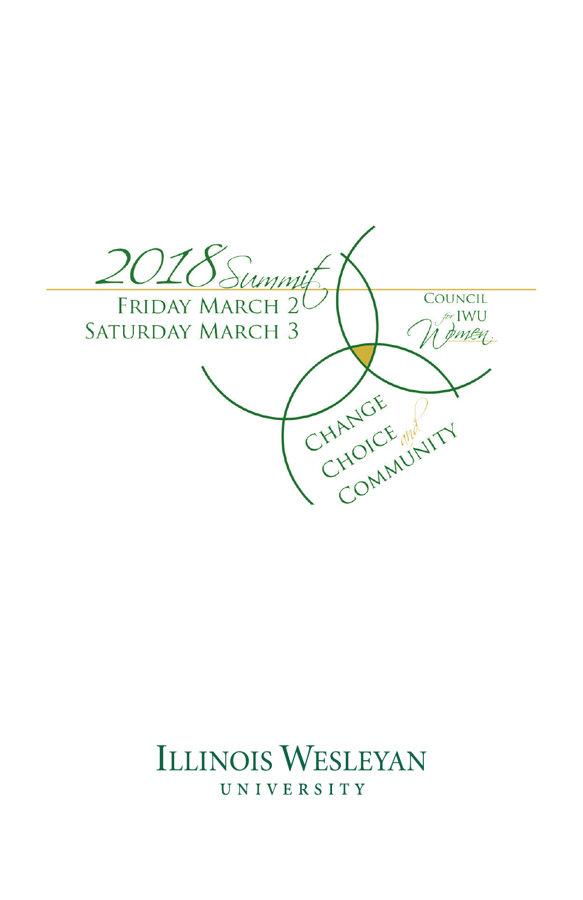# 2018 Summit

FRIDAY MARCH 2
SATURDAY MARCH 3

COUNCIL *for* IWU *Women*

CHANGE
CHOICE *and*
COMMUNITY

**ILLINOIS WESLEYAN**
UNIVERSITY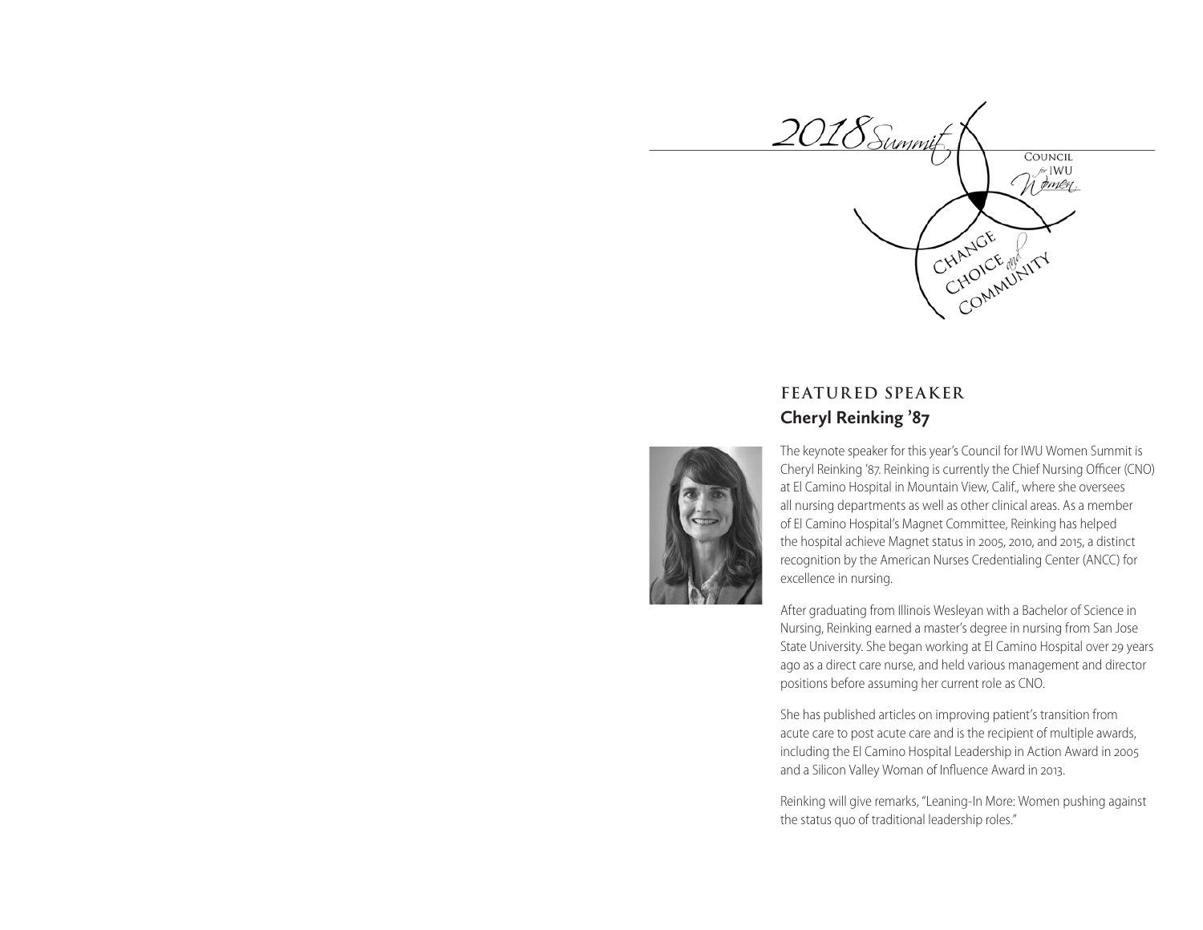2018 Summit

Council for IWU Women

Change, Choice and Community

## FEATURED SPEAKER

### Cheryl Reinking '87

The keynote speaker for this year's Council for IWU Women Summit is Cheryl Reinking '87. Reinking is currently the Chief Nursing Officer (CNO) at El Camino Hospital in Mountain View, Calif., where she oversees all nursing departments as well as other clinical areas. As a member of El Camino Hospital's Magnet Committee, Reinking has helped the hospital achieve Magnet status in 2005, 2010, and 2015, a distinct recognition by the American Nurses Credentialing Center (ANCC) for excellence in nursing.

After graduating from Illinois Wesleyan with a Bachelor of Science in Nursing, Reinking earned a master's degree in nursing from San Jose State University. She began working at El Camino Hospital over 29 years ago as a direct care nurse, and held various management and director positions before assuming her current role as CNO.

She has published articles on improving patient's transition from acute care to post acute care and is the recipient of multiple awards, including the El Camino Hospital Leadership in Action Award in 2005 and a Silicon Valley Woman of Influence Award in 2013.

Reinking will give remarks, "Leaning-In More: Women pushing against the status quo of traditional leadership roles."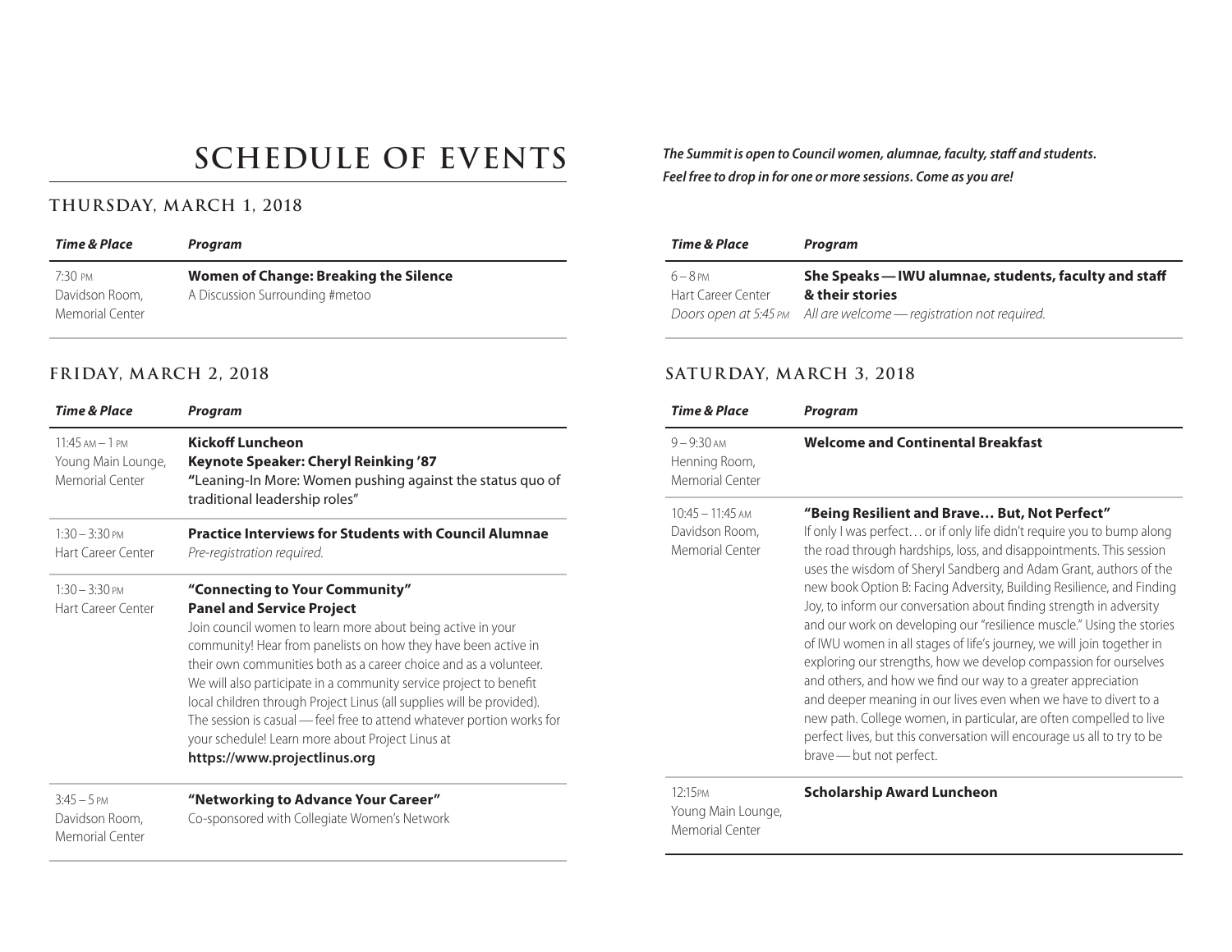# SCHEDULE OF EVENTS

***The Summit is open to Council women, alumnae, faculty, staff and students. Feel free to drop in for one or more sessions. Come as you are!***

## THURSDAY, MARCH 1, 2018

| *Time & Place* | *Program* |
|---|---|
| 7:30 PM<br>Davidson Room, Memorial Center | **Women of Change: Breaking the Silence**<br>A Discussion Surrounding #metoo |

## FRIDAY, MARCH 2, 2018

| *Time & Place* | *Program* |
|---|---|
| 11:45 AM – 1 PM<br>Young Main Lounge, Memorial Center | **Kickoff Luncheon**<br>**Keynote Speaker: Cheryl Reinking '87**<br>**"**Leaning-In More: Women pushing against the status quo of traditional leadership roles" |
| 1:30 – 3:30 PM<br>Hart Career Center | **Practice Interviews for Students with Council Alumnae**<br>*Pre-registration required.* |
| 1:30 – 3:30 PM<br>Hart Career Center | **"Connecting to Your Community"**<br>**Panel and Service Project**<br>Join council women to learn more about being active in your community! Hear from panelists on how they have been active in their own communities both as a career choice and as a volunteer. We will also participate in a community service project to benefit local children through Project Linus (all supplies will be provided). The session is casual — feel free to attend whatever portion works for your schedule! Learn more about Project Linus at **https://www.projectlinus.org** |
| 3:45 – 5 PM<br>Davidson Room, Memorial Center | **"Networking to Advance Your Career"**<br>Co-sponsored with Collegiate Women's Network |
| 6 – 8 PM<br>Hart Career Center<br>*Doors open at 5:45 PM* | **She Speaks — IWU alumnae, students, faculty and staff & their stories**<br>*All are welcome — registration not required.* |

## SATURDAY, MARCH 3, 2018

| *Time & Place* | *Program* |
|---|---|
| 9 – 9:30 AM<br>Henning Room, Memorial Center | **Welcome and Continental Breakfast** |
| 10:45 – 11:45 AM<br>Davidson Room, Memorial Center | **"Being Resilient and Brave… But, Not Perfect"**<br>If only I was perfect… or if only life didn't require you to bump along the road through hardships, loss, and disappointments. This session uses the wisdom of Sheryl Sandberg and Adam Grant, authors of the new book Option B: Facing Adversity, Building Resilience, and Finding Joy, to inform our conversation about finding strength in adversity and our work on developing our "resilience muscle." Using the stories of IWU women in all stages of life's journey, we will join together in exploring our strengths, how we develop compassion for ourselves and others, and how we find our way to a greater appreciation and deeper meaning in our lives even when we have to divert to a new path. College women, in particular, are often compelled to live perfect lives, but this conversation will encourage us all to try to be brave — but not perfect. |
| 12:15PM<br>Young Main Lounge, Memorial Center | **Scholarship Award Luncheon** |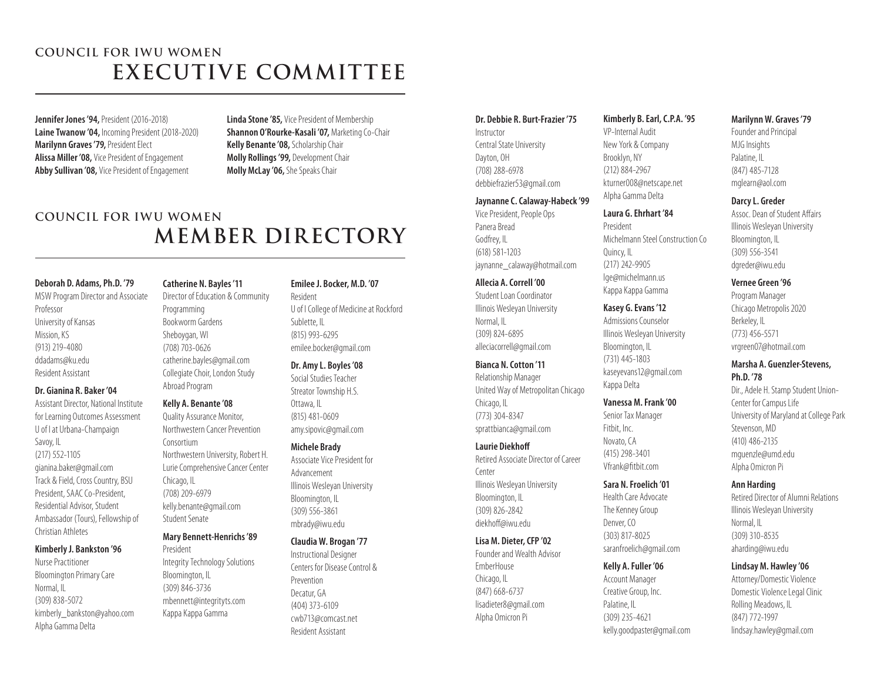## COUNCIL FOR IWU WOMEN
# EXECUTIVE COMMITTEE

**Jennifer Jones '94,** President (2016-2018)
**Laine Twanow '04,** Incoming President (2018-2020)
**Marilynn Graves '79,** President Elect
**Alissa Miller '08,** Vice President of Engagement
**Abby Sullivan '08,** Vice President of Engagement
**Linda Stone '85,** Vice President of Membership
**Shannon O'Rourke-Kasali '07,** Marketing Co-Chair
**Kelly Benante '08,** Scholarship Chair
**Molly Rollings '99,** Development Chair
**Molly McLay '06,** She Speaks Chair

## COUNCIL FOR IWU WOMEN
# MEMBER DIRECTORY

**Deborah D. Adams, Ph.D. '79**
MSW Program Director and Associate Professor
University of Kansas
Mission, KS
(913) 219-4080
ddadams@ku.edu
Resident Assistant

**Dr. Gianina R. Baker '04**
Assistant Director, National Institute for Learning Outcomes Assessment
U of I at Urbana-Champaign
Savoy, IL
(217) 552-1105
gianina.baker@gmail.com
Track & Field, Cross Country, BSU President, SAAC Co-President, Residential Advisor, Student Ambassador (Tours), Fellowship of Christian Athletes

**Kimberly J. Bankston '96**
Nurse Practitioner
Bloomington Primary Care
Normal, IL
(309) 838-5072
kimberly_bankston@yahoo.com
Alpha Gamma Delta

**Catherine N. Bayles '11**
Director of Education & Community Programming
Bookworm Gardens
Sheboygan, WI
(708) 703-0626
catherine.bayles@gmail.com
Collegiate Choir, London Study Abroad Program

**Kelly A. Benante '08**
Quality Assurance Monitor, Northwestern Cancer Prevention Consortium
Northwestern University, Robert H. Lurie Comprehensive Cancer Center
Chicago, IL
(708) 209-6979
kelly.benante@gmail.com
Student Senate

**Mary Bennett-Henrichs '89**
President
Integrity Technology Solutions
Bloomington, IL
(309) 846-3736
mbennett@integrityts.com
Kappa Kappa Gamma

**Emilee J. Bocker, M.D. '07**
Resident
U of I College of Medicine at Rockford
Sublette, IL
(815) 993-6295
emilee.bocker@gmail.com

**Dr. Amy L. Boyles '08**
Social Studies Teacher
Streator Township H.S.
Ottawa, IL
(815) 481-0609
amy.sipovic@gmail.com

**Michele Brady**
Associate Vice President for Advancement
Illinois Wesleyan University
Bloomington, IL
(309) 556-3861
mbrady@iwu.edu

**Claudia W. Brogan '77**
Instructional Designer
Centers for Disease Control & Prevention
Decatur, GA
(404) 373-6109
cwb713@comcast.net
Resident Assistant

**Dr. Debbie R. Burt-Frazier '75**
Instructor
Central State University
Dayton, OH
(708) 288-6978
debbiefrazier53@gmail.com

**Jaynanne C. Calaway-Habeck '99**
Vice President, People Ops
Panera Bread
Godfrey, IL
(618) 581-1203
jaynanne_calaway@hotmail.com

**Allecia A. Correll '00**
Student Loan Coordinator
Illinois Wesleyan University
Normal, IL
(309) 824-6895
alleciacorrell@gmail.com

**Bianca N. Cotton '11**
Relationship Manager
United Way of Metropolitan Chicago
Chicago, IL
(773) 304-8347
sprattbianca@gmail.com

**Laurie Diekhoff**
Retired Associate Director of Career Center
Illinois Wesleyan University
Bloomington, IL
(309) 826-2842
diekhoff@iwu.edu

**Lisa M. Dieter, CFP '02**
Founder and Wealth Advisor
EmberHouse
Chicago, IL
(847) 668-6737
lisadieter8@gmail.com
Alpha Omicron Pi

**Kimberly B. Earl, C.P.A. '95**
VP-Internal Audit
New York & Company
Brooklyn, NY
(212) 884-2967
kturner008@netscape.net
Alpha Gamma Delta

**Laura G. Ehrhart '84**
President
Michelmann Steel Construction Co
Quincy, IL
(217) 242-9905
lge@michelmann.us
Kappa Kappa Gamma

**Kasey G. Evans '12**
Admissions Counselor
Illinois Wesleyan University
Bloomington, IL
(731) 445-1803
kaseyevans12@gmail.com
Kappa Delta

**Vanessa M. Frank '00**
Senior Tax Manager
Fitbit, Inc.
Novato, CA
(415) 298-3401
Vfrank@fitbit.com

**Sara N. Froelich '01**
Health Care Advocate
The Kenney Group
Denver, CO
(303) 817-8025
saranfroelich@gmail.com

**Kelly A. Fuller '06**
Account Manager
Creative Group, Inc.
Palatine, IL
(309) 235-4621
kelly.goodpaster@gmail.com

**Marilynn W. Graves '79**
Founder and Principal
MJG Insights
Palatine, IL
(847) 485-7128
mglearn@aol.com

**Darcy L. Greder**
Assoc. Dean of Student Affairs
Illinois Wesleyan University
Bloomington, IL
(309) 556-3541
dgreder@iwu.edu

**Vernee Green '96**
Program Manager
Chicago Metropolis 2020
Berkeley, IL
(773) 456-5571
vrgreen07@hotmail.com

**Marsha A. Guenzler-Stevens, Ph.D. '78**
Dir., Adele H. Stamp Student Union-Center for Campus Life
University of Maryland at College Park
Stevenson, MD
(410) 486-2135
mguenzle@umd.edu
Alpha Omicron Pi

**Ann Harding**
Retired Director of Alumni Relations
Illinois Wesleyan University
Normal, IL
(309) 310-8535
aharding@iwu.edu

**Lindsay M. Hawley '06**
Attorney/Domestic Violence
Domestic Violence Legal Clinic
Rolling Meadows, IL
(847) 772-1997
lindsay.hawley@gmail.com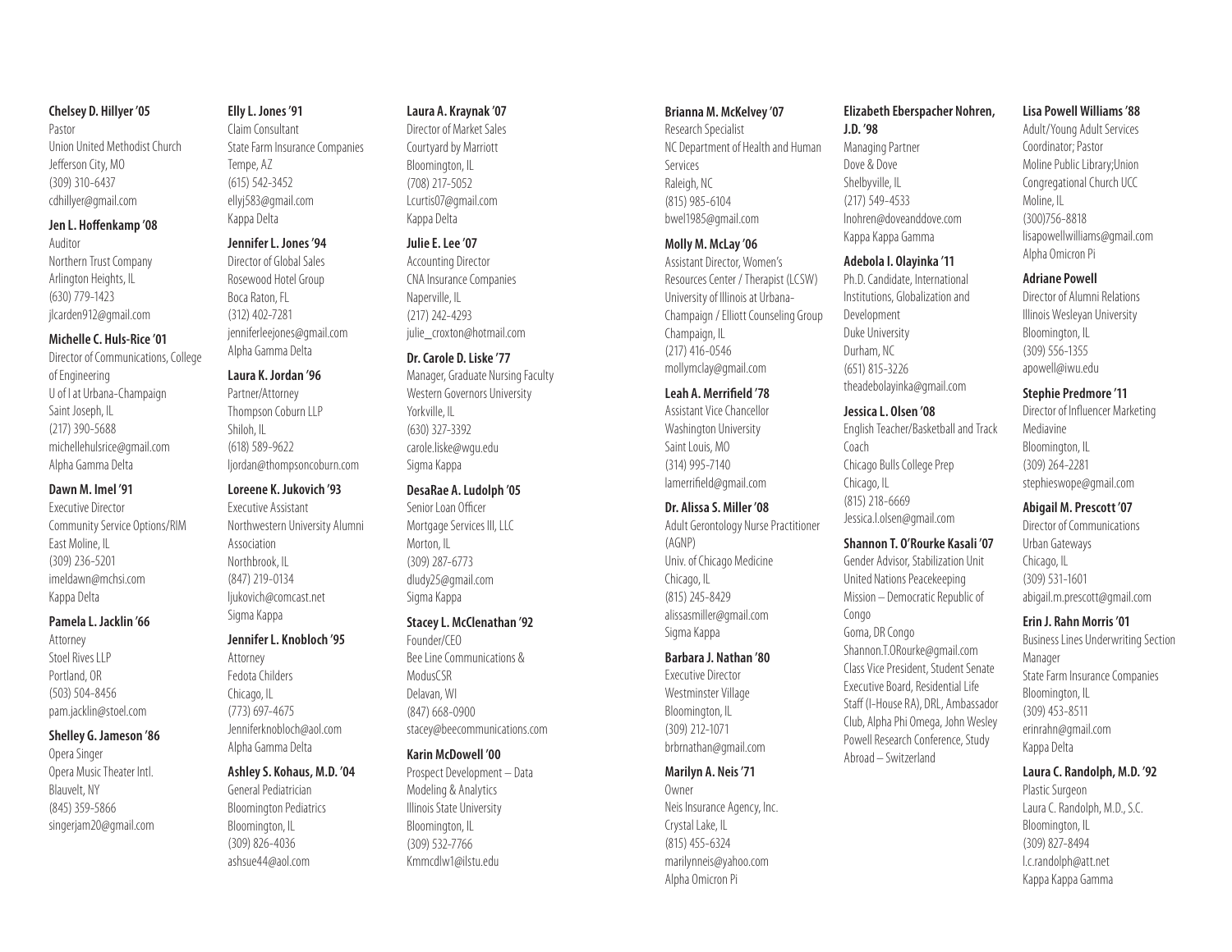**Chelsey D. Hillyer '05**
Pastor
Union United Methodist Church
Jefferson City, MO
(309) 310-6437
cdhillyer@gmail.com

**Jen L. Hoffenkamp '08**
Auditor
Northern Trust Company
Arlington Heights, IL
(630) 779-1423
jlcarden912@gmail.com

**Michelle C. Huls-Rice '01**
Director of Communications, College of Engineering
U of I at Urbana-Champaign
Saint Joseph, IL
(217) 390-5688
michellehulsrice@gmail.com
Alpha Gamma Delta

**Dawn M. Imel '91**
Executive Director
Community Service Options/RIM
East Moline, IL
(309) 236-5201
imeldawn@mchsi.com
Kappa Delta

**Pamela L. Jacklin '66**
Attorney
Stoel Rives LLP
Portland, OR
(503) 504-8456
pam.jacklin@stoel.com

**Shelley G. Jameson '86**
Opera Singer
Opera Music Theater Intl.
Blauvelt, NY
(845) 359-5866
singerjam20@gmail.com

**Elly L. Jones '91**
Claim Consultant
State Farm Insurance Companies
Tempe, AZ
(615) 542-3452
ellyj583@gmail.com
Kappa Delta

**Jennifer L. Jones '94**
Director of Global Sales
Rosewood Hotel Group
Boca Raton, FL
(312) 402-7281
jenniferleejones@gmail.com
Alpha Gamma Delta

**Laura K. Jordan '96**
Partner/Attorney
Thompson Coburn LLP
Shiloh, IL
(618) 589-9622
ljordan@thompsoncoburn.com

**Loreene K. Jukovich '93**
Executive Assistant
Northwestern University Alumni Association
Northbrook, IL
(847) 219-0134
ljukovich@comcast.net
Sigma Kappa

**Jennifer L. Knobloch '95**
Attorney
Fedota Childers
Chicago, IL
(773) 697-4675
Jenniferknobloch@aol.com
Alpha Gamma Delta

**Ashley S. Kohaus, M.D. '04**
General Pediatrician
Bloomington Pediatrics
Bloomington, IL
(309) 826-4036
ashsue44@aol.com

**Laura A. Kraynak '07**
Director of Market Sales
Courtyard by Marriott
Bloomington, IL
(708) 217-5052
Lcurtis07@gmail.com
Kappa Delta

**Julie E. Lee '07**
Accounting Director
CNA Insurance Companies
Naperville, IL
(217) 242-4293
julie_croxton@hotmail.com

**Dr. Carole D. Liske '77**
Manager, Graduate Nursing Faculty
Western Governors University
Yorkville, IL
(630) 327-3392
carole.liske@wgu.edu
Sigma Kappa

**DesaRae A. Ludolph '05**
Senior Loan Officer
Mortgage Services III, LLC
Morton, IL
(309) 287-6773
dludy25@gmail.com
Sigma Kappa

**Stacey L. McClenathan '92**
Founder/CEO
Bee Line Communications & ModusCSR
Delavan, WI
(847) 668-0900
stacey@beecommunications.com

**Karin McDowell '00**
Prospect Development – Data Modeling & Analytics
Illinois State University
Bloomington, IL
(309) 532-7766
Kmmcdlw1@ilstu.edu

**Brianna M. McKelvey '07**
Research Specialist
NC Department of Health and Human Services
Raleigh, NC
(815) 985-6104
bwel1985@gmail.com

**Molly M. McLay '06**
Assistant Director, Women's Resources Center / Therapist (LCSW)
University of Illinois at Urbana-Champaign / Elliott Counseling Group
Champaign, IL
(217) 416-0546
mollymclay@gmail.com

**Leah A. Merrifield '78**
Assistant Vice Chancellor
Washington University
Saint Louis, MO
(314) 995-7140
lamerrifield@gmail.com

**Dr. Alissa S. Miller '08**
Adult Gerontology Nurse Practitioner (AGNP)
Univ. of Chicago Medicine
Chicago, IL
(815) 245-8429
alissasmiller@gmail.com
Sigma Kappa

**Barbara J. Nathan '80**
Executive Director
Westminster Village
Bloomington, IL
(309) 212-1071
brbrnathan@gmail.com

**Marilyn A. Neis '71**
Owner
Neis Insurance Agency, Inc.
Crystal Lake, IL
(815) 455-6324
marilynneis@yahoo.com
Alpha Omicron Pi

**Elizabeth Eberspacher Nohren, J.D. '98**
Managing Partner
Dove & Dove
Shelbyville, IL
(217) 549-4533
lnohren@doveanddove.com
Kappa Kappa Gamma

**Adebola I. Olayinka '11**
Ph.D. Candidate, International Institutions, Globalization and Development
Duke University
Durham, NC
(651) 815-3226
theadebolayinka@gmail.com

**Jessica L. Olsen '08**
English Teacher/Basketball and Track Coach
Chicago Bulls College Prep
Chicago, IL
(815) 218-6669
Jessica.l.olsen@gmail.com

**Shannon T. O'Rourke Kasali '07**
Gender Advisor, Stabilization Unit
United Nations Peacekeeping Mission – Democratic Republic of Congo
Goma, DR Congo
Shannon.T.ORourke@gmail.com
Class Vice President, Student Senate Executive Board, Residential Life Staff (I-House RA), DRL, Ambassador Club, Alpha Phi Omega, John Wesley Powell Research Conference, Study Abroad – Switzerland

**Lisa Powell Williams '88**
Adult/Young Adult Services Coordinator; Pastor
Moline Public Library;Union Congregational Church UCC
Moline, IL
(300)756-8818
lisapowellwilliams@gmail.com
Alpha Omicron Pi

**Adriane Powell**
Director of Alumni Relations
Illinois Wesleyan University
Bloomington, IL
(309) 556-1355
apowell@iwu.edu

**Stephie Predmore '11**
Director of Influencer Marketing
Mediavine
Bloomington, IL
(309) 264-2281
stephieswope@gmail.com

**Abigail M. Prescott '07**
Director of Communications
Urban Gateways
Chicago, IL
(309) 531-1601
abigail.m.prescott@gmail.com

**Erin J. Rahn Morris '01**
Business Lines Underwriting Section Manager
State Farm Insurance Companies
Bloomington, IL
(309) 453-8511
erinrahn@gmail.com
Kappa Delta

**Laura C. Randolph, M.D. '92**
Plastic Surgeon
Laura C. Randolph, M.D., S.C.
Bloomington, IL
(309) 827-8494
l.c.randolph@att.net
Kappa Kappa Gamma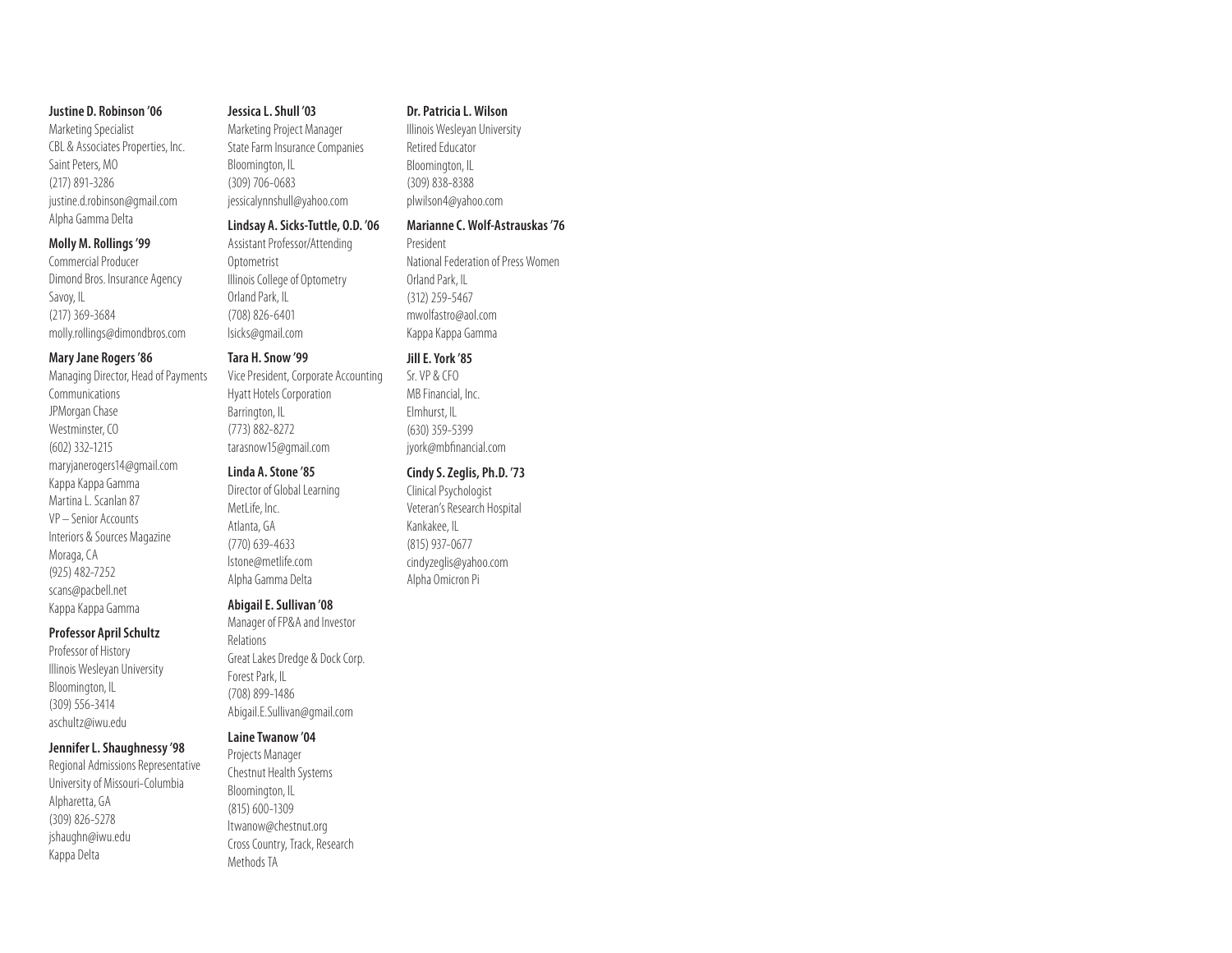**Justine D. Robinson '06**
Marketing Specialist
CBL & Associates Properties, Inc.
Saint Peters, MO
(217) 891-3286
justine.d.robinson@gmail.com
Alpha Gamma Delta

**Molly M. Rollings '99**
Commercial Producer
Dimond Bros. Insurance Agency
Savoy, IL
(217) 369-3684
molly.rollings@dimondbros.com

**Mary Jane Rogers '86**
Managing Director, Head of Payments Communications
JPMorgan Chase
Westminster, CO
(602) 332-1215
maryjanerogers14@gmail.com
Kappa Kappa Gamma
Martina L. Scanlan 87
VP – Senior Accounts
Interiors & Sources Magazine
Moraga, CA
(925) 482-7252
scans@pacbell.net
Kappa Kappa Gamma

**Professor April Schultz**
Professor of History
Illinois Wesleyan University
Bloomington, IL
(309) 556-3414
aschultz@iwu.edu

**Jennifer L. Shaughnessy '98**
Regional Admissions Representative
University of Missouri-Columbia
Alpharetta, GA
(309) 826-5278
jshaughn@iwu.edu
Kappa Delta

**Jessica L. Shull '03**
Marketing Project Manager
State Farm Insurance Companies
Bloomington, IL
(309) 706-0683
jessicalynnshull@yahoo.com

**Lindsay A. Sicks-Tuttle, O.D. '06**
Assistant Professor/Attending Optometrist
Illinois College of Optometry
Orland Park, IL
(708) 826-6401
lsicks@gmail.com

**Tara H. Snow '99**
Vice President, Corporate Accounting
Hyatt Hotels Corporation
Barrington, IL
(773) 882-8272
tarasnow15@gmail.com

**Linda A. Stone '85**
Director of Global Learning
MetLife, Inc.
Atlanta, GA
(770) 639-4633
lstone@metlife.com
Alpha Gamma Delta

**Abigail E. Sullivan '08**
Manager of FP&A and Investor Relations
Great Lakes Dredge & Dock Corp.
Forest Park, IL
(708) 899-1486
Abigail.E.Sullivan@gmail.com

**Laine Twanow '04**
Projects Manager
Chestnut Health Systems
Bloomington, IL
(815) 600-1309
ltwanow@chestnut.org
Cross Country, Track, Research Methods TA

**Dr. Patricia L. Wilson**
Illinois Wesleyan University
Retired Educator
Bloomington, IL
(309) 838-8388
plwilson4@yahoo.com

**Marianne C. Wolf-Astrauskas '76**
President
National Federation of Press Women
Orland Park, IL
(312) 259-5467
mwolfastro@aol.com
Kappa Kappa Gamma

**Jill E. York '85**
Sr. VP & CFO
MB Financial, Inc.
Elmhurst, IL
(630) 359-5399
jyork@mbfinancial.com

**Cindy S. Zeglis, Ph.D. '73**
Clinical Psychologist
Veteran's Research Hospital
Kankakee, IL
(815) 937-0677
cindyzeglis@yahoo.com
Alpha Omicron Pi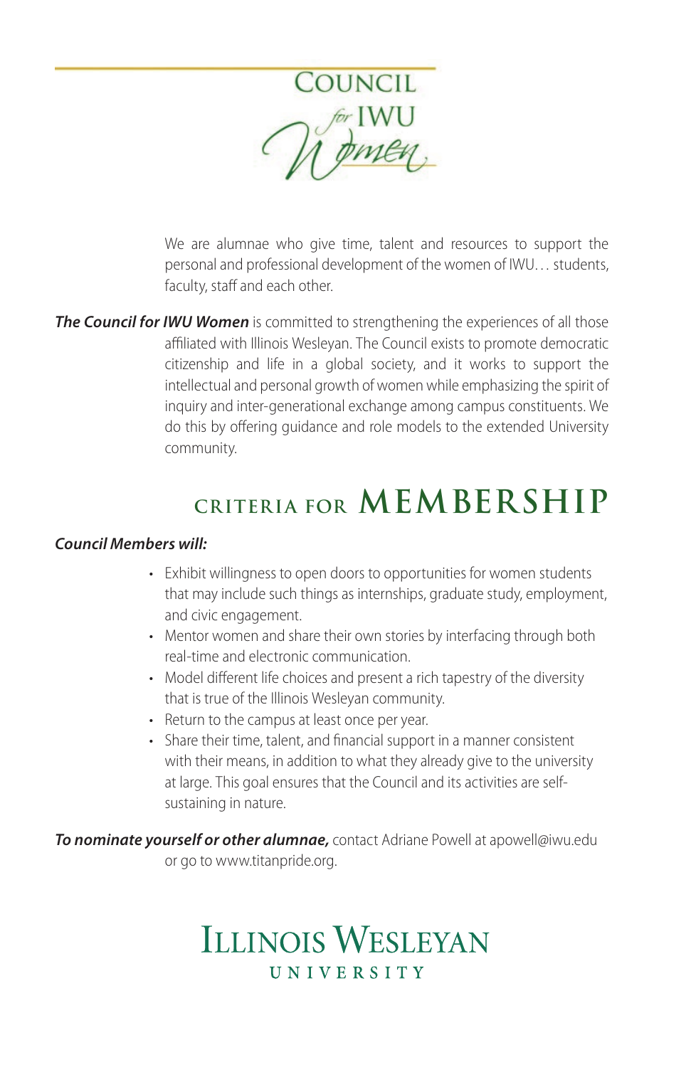# Council for IWU Women

We are alumnae who give time, talent and resources to support the personal and professional development of the women of IWU… students, faculty, staff and each other.

***The Council for IWU Women*** is committed to strengthening the experiences of all those affiliated with Illinois Wesleyan. The Council exists to promote democratic citizenship and life in a global society, and it works to support the intellectual and personal growth of women while emphasizing the spirit of inquiry and inter-generational exchange among campus constituents. We do this by offering guidance and role models to the extended University community.

## Criteria for Membership

***Council Members will:***

- Exhibit willingness to open doors to opportunities for women students that may include such things as internships, graduate study, employment, and civic engagement.
- Mentor women and share their own stories by interfacing through both real-time and electronic communication.
- Model different life choices and present a rich tapestry of the diversity that is true of the Illinois Wesleyan community.
- Return to the campus at least once per year.
- Share their time, talent, and financial support in a manner consistent with their means, in addition to what they already give to the university at large. This goal ensures that the Council and its activities are self-sustaining in nature.

***To nominate yourself or other alumnae,*** contact Adriane Powell at apowell@iwu.edu or go to www.titanpride.org.

Illinois Wesleyan University